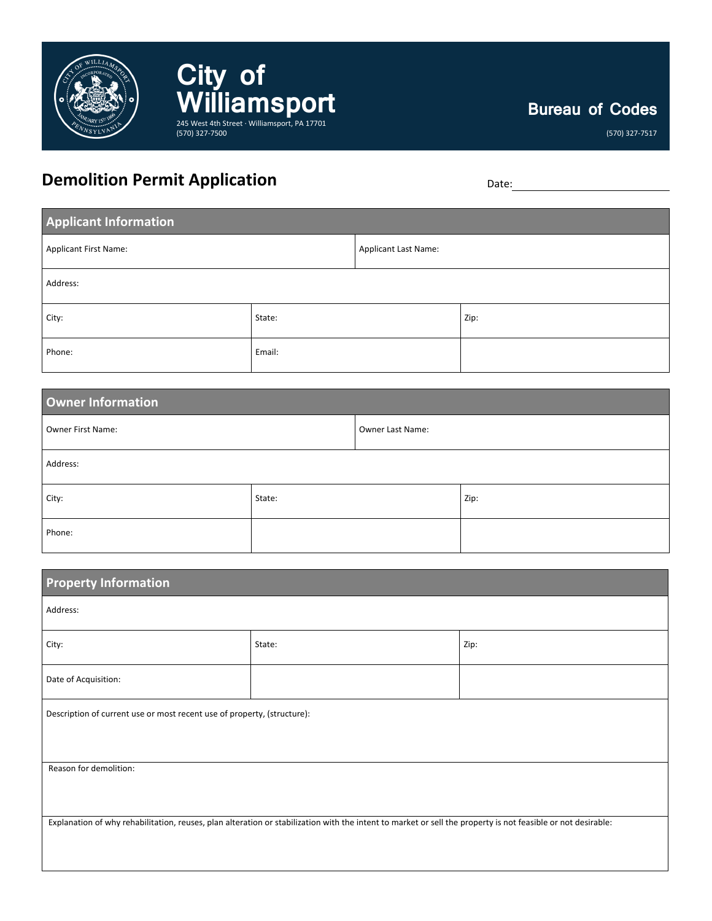# City of Williamsport

245 West 4th Street · Williamsport, PA 17701
(570) 327-7500

**Bureau of Codes**

(570) 327-7517

## Demolition Permit Application

Date: ______________________

| Applicant Information | | |
|---|---|---|
| Applicant First Name: | Applicant Last Name: | |
| Address: | | |
| City: | State: | Zip: |
| Phone: | Email: | |

| Owner Information | | |
|---|---|---|
| Owner First Name: | Owner Last Name: | |
| Address: | | |
| City: | State: | Zip: |
| Phone: | | |

| Property Information | | |
|---|---|---|
| Address: | | |
| City: | State: | Zip: |
| Date of Acquisition: | | |
| Description of current use or most recent use of property, (structure): | | |
| Reason for demolition: | | |
| Explanation of why rehabilitation, reuses, plan alteration or stabilization with the intent to market or sell the property is not feasible or not desirable: | | |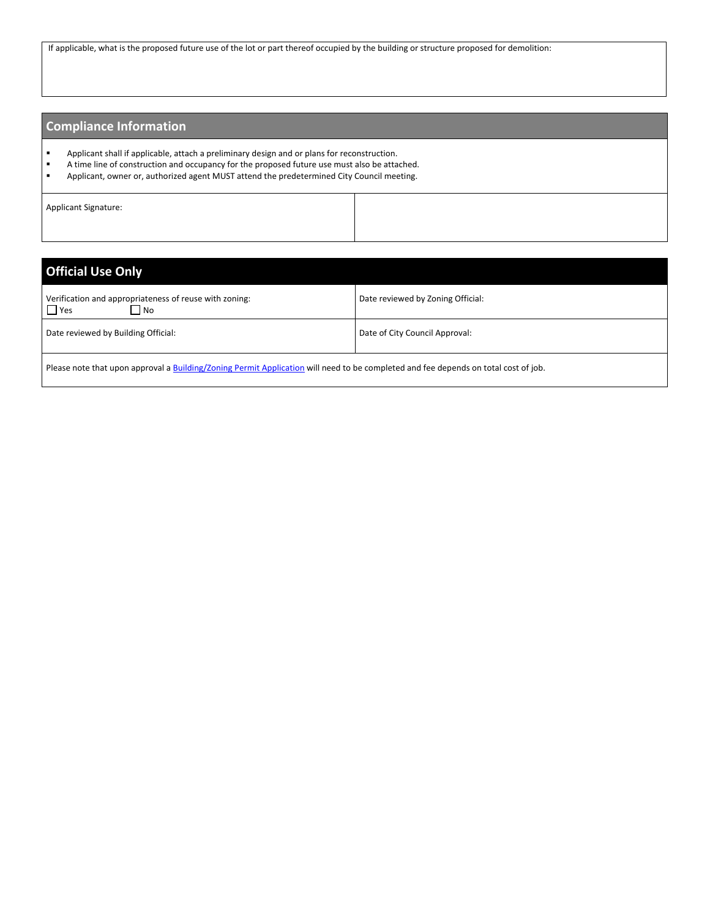If applicable, what is the proposed future use of the lot or part thereof occupied by the building or structure proposed for demolition:

## Compliance Information

- Applicant shall if applicable, attach a preliminary design and or plans for reconstruction.
- A time line of construction and occupancy for the proposed future use must also be attached.
- Applicant, owner or, authorized agent MUST attend the predetermined City Council meeting.

| | |
|---|---|
| Applicant Signature: | |

## Official Use Only

| | |
|---|---|
| Verification and appropriateness of reuse with zoning: ☐ Yes ☐ No | Date reviewed by Zoning Official: |
| Date reviewed by Building Official: | Date of City Council Approval: |

Please note that upon approval a Building/Zoning Permit Application will need to be completed and fee depends on total cost of job.